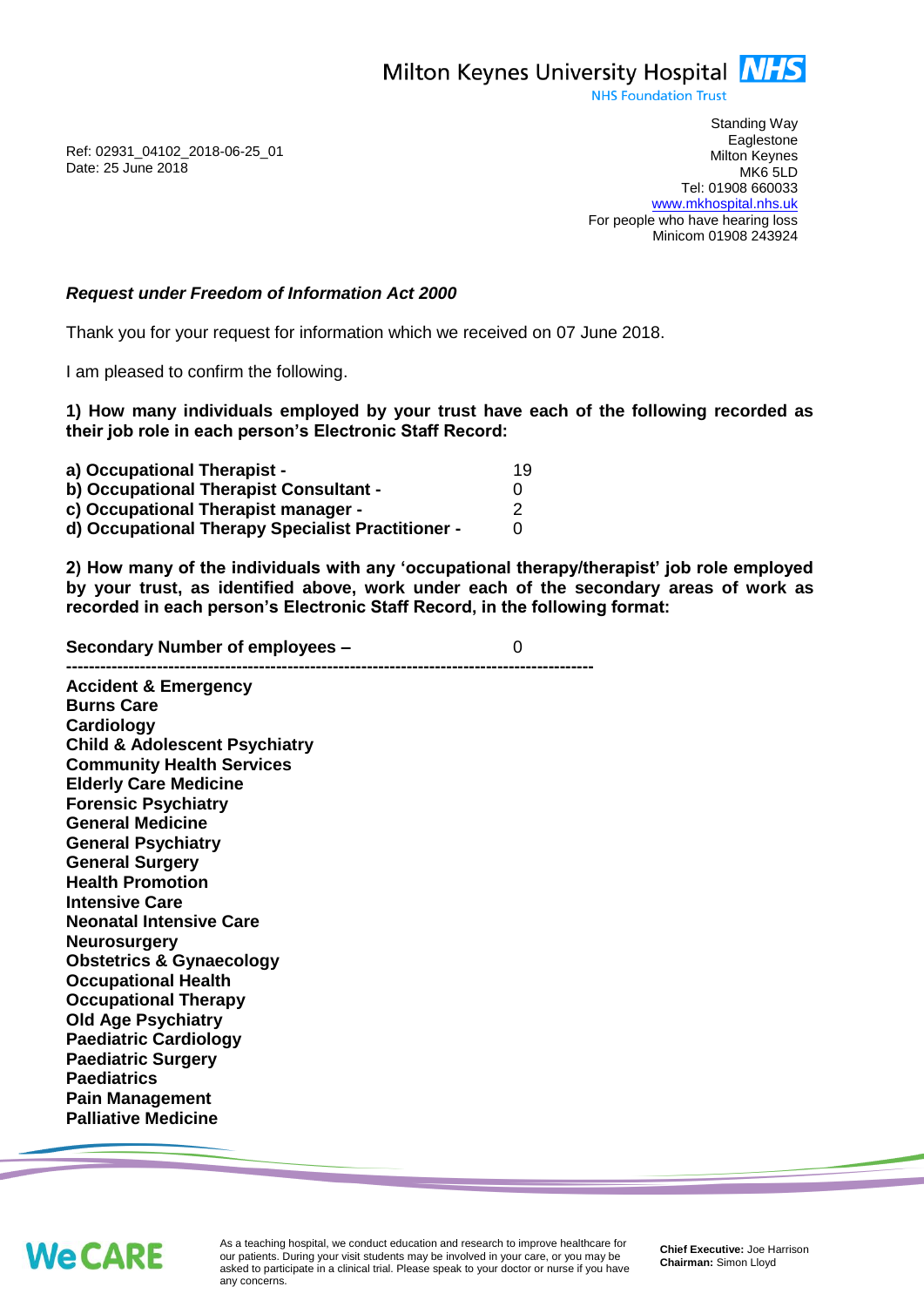Milton Keynes University Hospital NHS

NHS Foundation Trust

Standing Way
Eaglestone
Milton Keynes
MK6 5LD
Tel: 01908 660033
www.mkhospital.nhs.uk
For people who have hearing loss
Minicom 01908 243924

Ref: 02931_04102_2018-06-25_01
Date: 25 June 2018

***Request under Freedom of Information Act 2000***

Thank you for your request for information which we received on 07 June 2018.

I am pleased to confirm the following.

**1) How many individuals employed by your trust have each of the following recorded as their job role in each person's Electronic Staff Record:**

| | |
|---|---|
| **a) Occupational Therapist -** | 19 |
| **b) Occupational Therapist Consultant -** | 0 |
| **c) Occupational Therapist manager -** | 2 |
| **d) Occupational Therapy Specialist Practitioner -** | 0 |

**2) How many of the individuals with any 'occupational therapy/therapist' job role employed by your trust, as identified above, work under each of the secondary areas of work as recorded in each person's Electronic Staff Record, in the following format:**

**Secondary Number of employees –** 0

**-----------------------------------------------------------------------------------------**

**Accident & Emergency**
**Burns Care**
**Cardiology**
**Child & Adolescent Psychiatry**
**Community Health Services**
**Elderly Care Medicine**
**Forensic Psychiatry**
**General Medicine**
**General Psychiatry**
**General Surgery**
**Health Promotion**
**Intensive Care**
**Neonatal Intensive Care**
**Neurosurgery**
**Obstetrics & Gynaecology**
**Occupational Health**
**Occupational Therapy**
**Old Age Psychiatry**
**Paediatric Cardiology**
**Paediatric Surgery**
**Paediatrics**
**Pain Management**
**Palliative Medicine**

We CARE

As a teaching hospital, we conduct education and research to improve healthcare for our patients. During your visit students may be involved in your care, or you may be asked to participate in a clinical trial. Please speak to your doctor or nurse if you have any concerns.

**Chief Executive:** Joe Harrison
**Chairman:** Simon Lloyd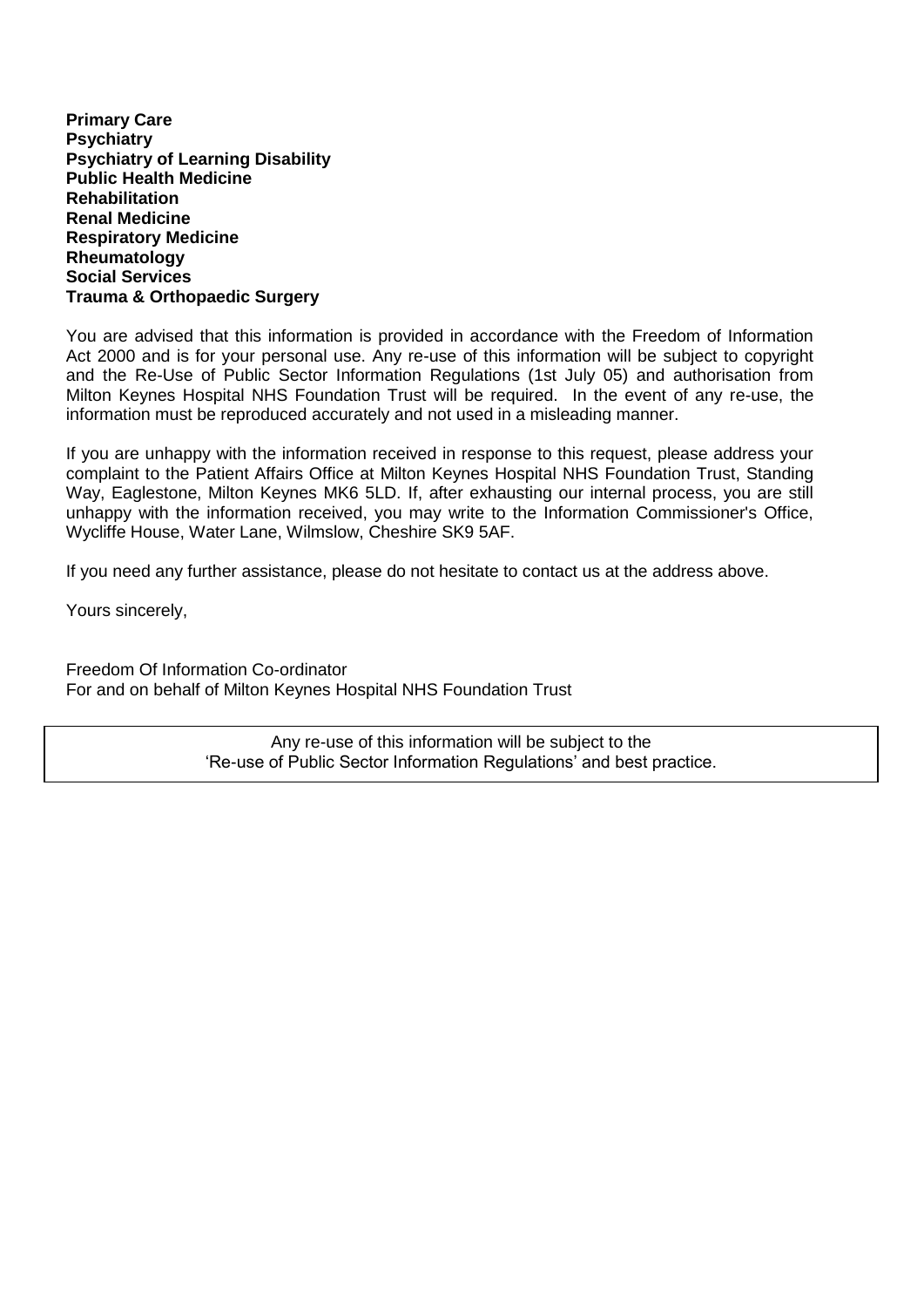**Primary Care**
**Psychiatry**
**Psychiatry of Learning Disability**
**Public Health Medicine**
**Rehabilitation**
**Renal Medicine**
**Respiratory Medicine**
**Rheumatology**
**Social Services**
**Trauma & Orthopaedic Surgery**

You are advised that this information is provided in accordance with the Freedom of Information Act 2000 and is for your personal use. Any re-use of this information will be subject to copyright and the Re-Use of Public Sector Information Regulations (1st July 05) and authorisation from Milton Keynes Hospital NHS Foundation Trust will be required. In the event of any re-use, the information must be reproduced accurately and not used in a misleading manner.

If you are unhappy with the information received in response to this request, please address your complaint to the Patient Affairs Office at Milton Keynes Hospital NHS Foundation Trust, Standing Way, Eaglestone, Milton Keynes MK6 5LD. If, after exhausting our internal process, you are still unhappy with the information received, you may write to the Information Commissioner's Office, Wycliffe House, Water Lane, Wilmslow, Cheshire SK9 5AF.

If you need any further assistance, please do not hesitate to contact us at the address above.

Yours sincerely,

Freedom Of Information Co-ordinator
For and on behalf of Milton Keynes Hospital NHS Foundation Trust

Any re-use of this information will be subject to the
'Re-use of Public Sector Information Regulations' and best practice.